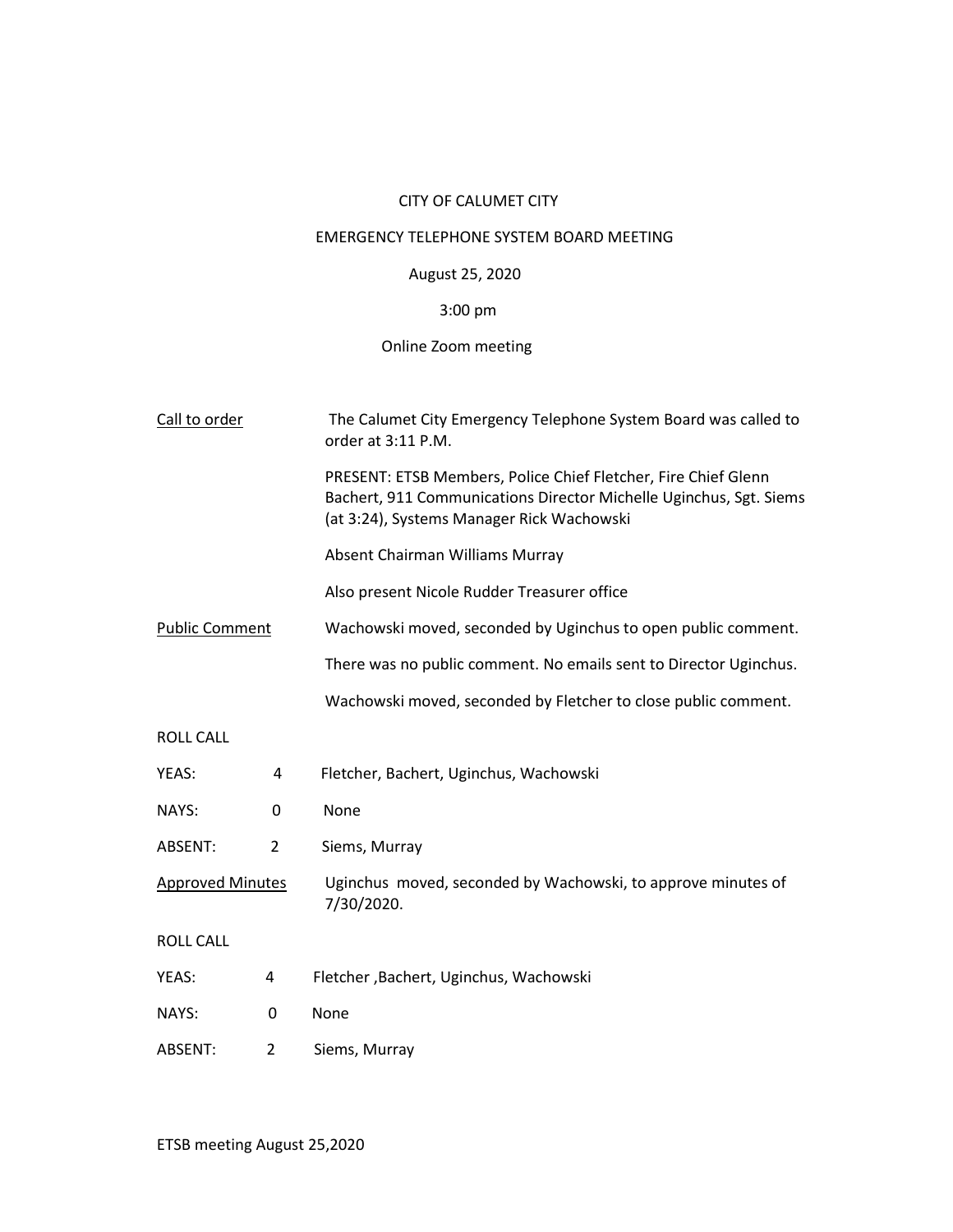CITY OF CALUMET CITY

EMERGENCY TELEPHONE SYSTEM BOARD MEETING

August 25, 2020

3:00 pm

Online Zoom meeting

<u>Call to order</u>

The Calumet City Emergency Telephone System Board was called to order at 3:11 P.M.

PRESENT: ETSB Members, Police Chief Fletcher, Fire Chief Glenn Bachert, 911 Communications Director Michelle Uginchus, Sgt. Siems (at 3:24), Systems Manager Rick Wachowski

Absent Chairman Williams Murray

Also present Nicole Rudder Treasurer office

<u>Public Comment</u>

Wachowski moved, seconded by Uginchus to open public comment.

There was no public comment. No emails sent to Director Uginchus.

Wachowski moved, seconded by Fletcher to close public comment.

ROLL CALL

| | | |
|---|---|---|
| YEAS: | 4 | Fletcher, Bachert, Uginchus, Wachowski |
| NAYS: | 0 | None |
| ABSENT: | 2 | Siems, Murray |

<u>Approved Minutes</u>

Uginchus moved, seconded by Wachowski, to approve minutes of 7/30/2020.

ROLL CALL

| | | |
|---|---|---|
| YEAS: | 4 | Fletcher ,Bachert, Uginchus, Wachowski |
| NAYS: | 0 | None |
| ABSENT: | 2 | Siems, Murray |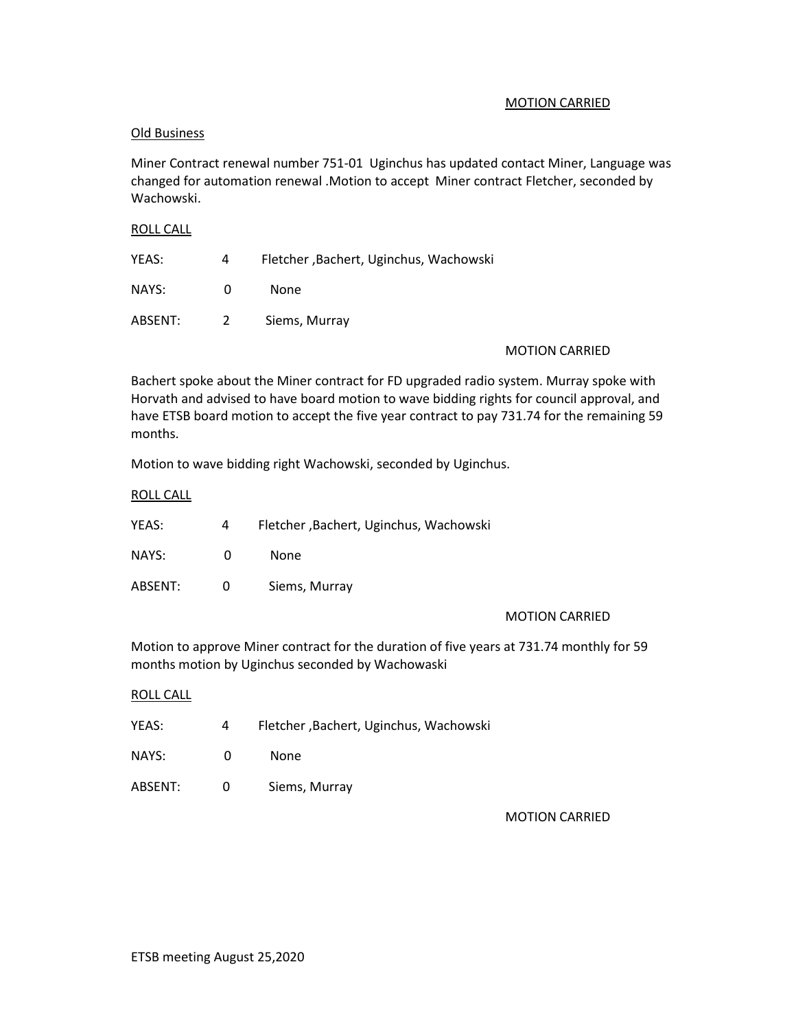MOTION CARRIED

Old Business

Miner Contract renewal number 751-01 Uginchus has updated contact Miner, Language was changed for automation renewal .Motion to accept Miner contract Fletcher, seconded by Wachowski.

ROLL CALL

| | | |
|---|---|---|
| YEAS: | 4 | Fletcher ,Bachert, Uginchus, Wachowski |
| NAYS: | 0 | None |
| ABSENT: | 2 | Siems, Murray |

MOTION CARRIED

Bachert spoke about the Miner contract for FD upgraded radio system. Murray spoke with Horvath and advised to have board motion to wave bidding rights for council approval, and have ETSB board motion to accept the five year contract to pay 731.74 for the remaining 59 months.

Motion to wave bidding right Wachowski, seconded by Uginchus.

ROLL CALL

| | | |
|---|---|---|
| YEAS: | 4 | Fletcher ,Bachert, Uginchus, Wachowski |
| NAYS: | 0 | None |
| ABSENT: | 0 | Siems, Murray |

MOTION CARRIED

Motion to approve Miner contract for the duration of five years at 731.74 monthly for 59 months motion by Uginchus seconded by Wachowaski

ROLL CALL

| | | |
|---|---|---|
| YEAS: | 4 | Fletcher ,Bachert, Uginchus, Wachowski |
| NAYS: | 0 | None |
| ABSENT: | 0 | Siems, Murray |

MOTION CARRIED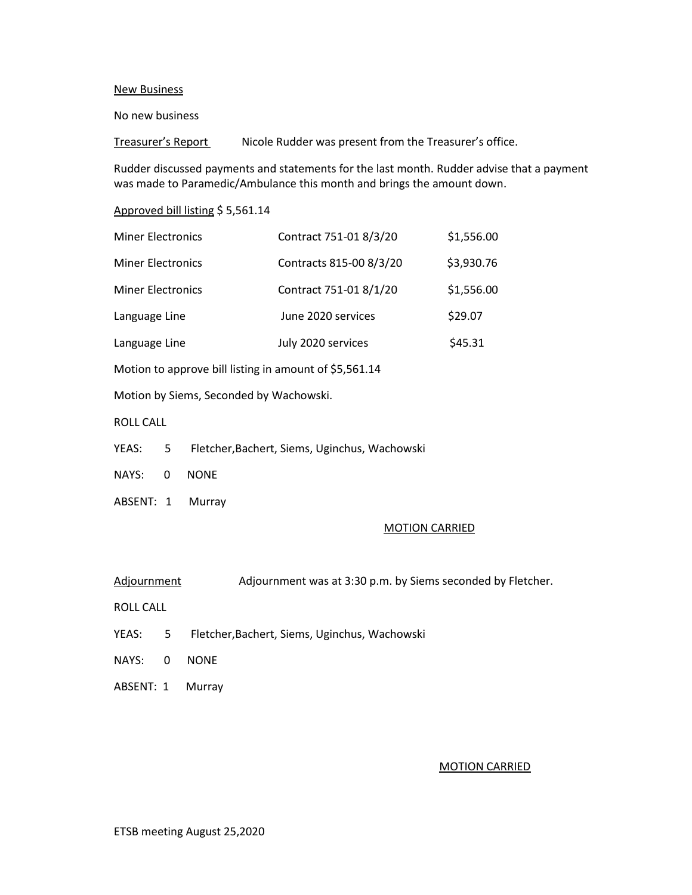New Business

No new business

Treasurer's Report Nicole Rudder was present from the Treasurer's office.

Rudder discussed payments and statements for the last month. Rudder advise that a payment was made to Paramedic/Ambulance this month and brings the amount down.

Approved bill listing $ 5,561.14

| | | |
|---|---|---|
| Miner Electronics | Contract 751-01 8/3/20 | $1,556.00 |
| Miner Electronics | Contracts 815-00 8/3/20 | $3,930.76 |
| Miner Electronics | Contract 751-01 8/1/20 | $1,556.00 |
| Language Line | June 2020 services | $29.07 |
| Language Line | July 2020 services | $45.31 |

Motion to approve bill listing in amount of $5,561.14

Motion by Siems, Seconded by Wachowski.

ROLL CALL

YEAS: 5 Fletcher,Bachert, Siems, Uginchus, Wachowski

NAYS: 0 NONE

ABSENT: 1 Murray

MOTION CARRIED

Adjournment Adjournment was at 3:30 p.m. by Siems seconded by Fletcher.

ROLL CALL

YEAS: 5 Fletcher,Bachert, Siems, Uginchus, Wachowski

NAYS: 0 NONE

ABSENT: 1 Murray

MOTION CARRIED